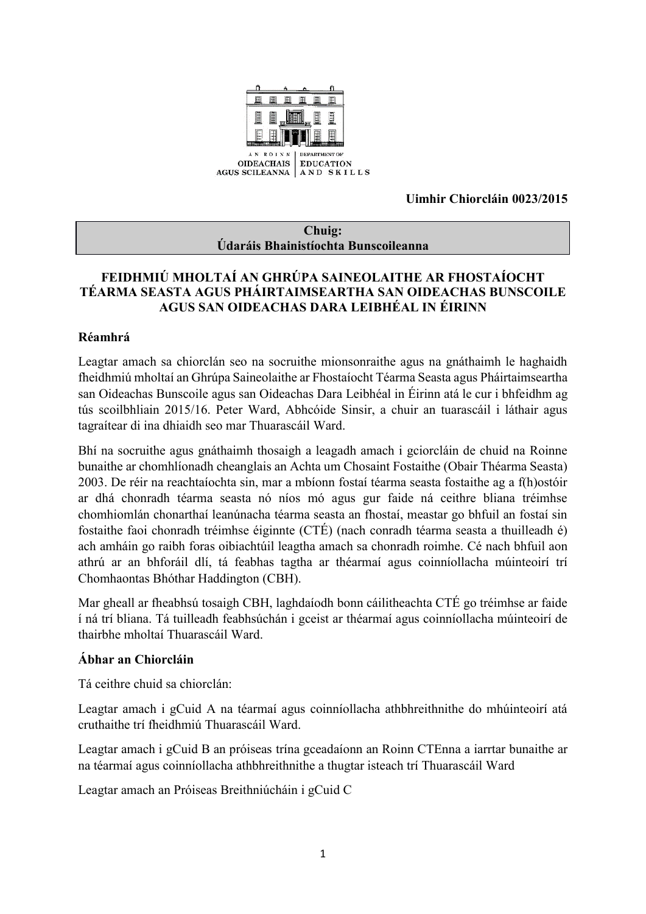AN ROINN OIDEACHAIS AGUS SCILEANNA | DEPARTMENT OF EDUCATION AND SKILLS

**Uimhir Chiorcláin 0023/2015**

| **Chuig:** |
| --- |
| **Údaráis Bhainistíochta Bunscoileanna** |

# FEIDHMIÚ MHOLTAÍ AN GHRÚPA SAINEOLAITHE AR FHOSTAÍOCHT TÉARMA SEASTA AGUS PHÁIRTAIMSEARTHA SAN OIDEACHAS BUNSCOILE AGUS SAN OIDEACHAS DARA LEIBHÉAL IN ÉIRINN

## Réamhrá

Leagtar amach sa chiorclán seo na socruithe mionsonraithe agus na gnáthaimh le haghaidh fheidhmiú mholtaí an Ghrúpa Saineolaithe ar Fhostaíocht Téarma Seasta agus Pháirtaimseartha san Oideachas Bunscoile agus san Oideachas Dara Leibhéal in Éirinn atá le cur i bhfeidhm ag tús scoilbhliain 2015/16. Peter Ward, Abhcóide Sinsir, a chuir an tuarascáil i láthair agus tagraítear di ina dhiaidh seo mar Thuarascáil Ward.

Bhí na socruithe agus gnáthaimh thosaigh a leagadh amach i gciorcláin de chuid na Roinne bunaithe ar chomhlíonadh cheanglais an Achta um Chosaint Fostaithe (Obair Théarma Seasta) 2003. De réir na reachtaíochta sin, mar a mbíonn fostaí téarma seasta fostaithe ag a f(h)ostóir ar dhá chonradh téarma seasta nó níos mó agus gur faide ná ceithre bliana tréimhse chomhiomlán chonarthaí leanúnacha téarma seasta an fhostaí, meastar go bhfuil an fostaí sin fostaithe faoi chonradh tréimhse éiginnte (CTÉ) (nach conradh téarma seasta a thuilleadh é) ach amháin go raibh foras oibiachtúil leagtha amach sa chonradh roimhe. Cé nach bhfuil aon athrú ar an bhforáil dlí, tá feabhas tagtha ar théarmaí agus coinníollacha múinteoirí trí Chomhaontas Bhóthar Haddington (CBH).

Mar gheall ar fheabhsú tosaigh CBH, laghdaíodh bonn cáilitheachta CTÉ go tréimhse ar faide í ná trí bliana. Tá tuilleadh feabhsúchán i gceist ar théarmaí agus coinníollacha múinteoirí de thairbhe mholtaí Thuarascáil Ward.

## Ábhar an Chiorcláin

Tá ceithre chuid sa chiorclán:

Leagtar amach i gCuid A na téarmaí agus coinníollacha athbhreithnithe do mhúinteoirí atá cruthaithe trí fheidhmiú Thuarascáil Ward.

Leagtar amach i gCuid B an próiseas trína gceadaíonn an Roinn CTÉnna a iarrtar bunaithe ar na téarmaí agus coinníollacha athbhreithnithe a thugtar isteach trí Thuarascáil Ward

Leagtar amach an Próiseas Breithniúcháin i gCuid C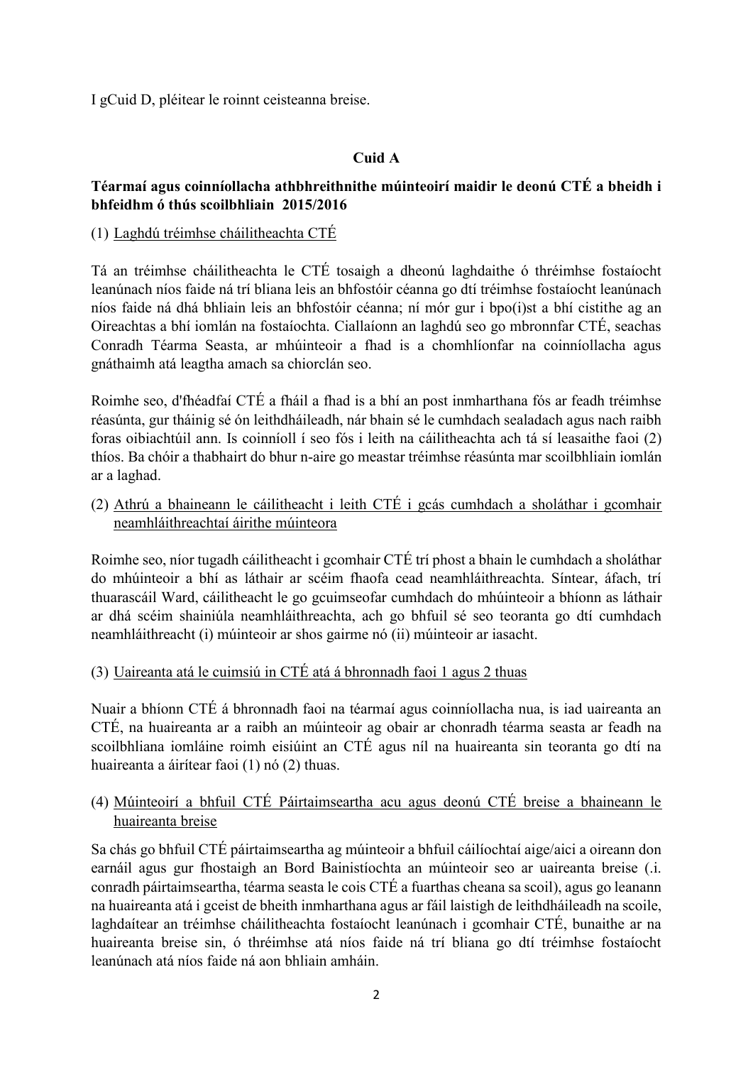I gCuid D, pléitear le roinnt ceisteanna breise.

**Cuid A**

**Téarmaí agus coinníollacha athbhreithnithe múinteoirí maidir le deonú CTÉ a bheidh i bhfeidhm ó thús scoilbhliain 2015/2016**

(1) Laghdú tréimhse cháilitheachta CTÉ

Tá an tréimhse cháilitheachta le CTÉ tosaigh a dheonú laghdaithe ó thréimhse fostaíocht leanúnach níos faide ná trí bliana leis an bhfostóir céanna go dtí tréimhse fostaíocht leanúnach níos faide ná dhá bhliain leis an bhfostóir céanna; ní mór gur i bpo(i)st a bhí cistithe ag an Oireachtas a bhí iomlán na fostaíochta. Ciallaíonn an laghdú seo go mbronnfar CTÉ, seachas Conradh Téarma Seasta, ar mhúinteoir a fhad is a chomhlíonfar na coinníollacha agus gnáthaimh atá leagtha amach sa chiorclán seo.

Roimhe seo, d'fhéadfaí CTÉ a fháil a fhad is a bhí an post inmharthana fós ar feadh tréimhse réasúnta, gur tháinig sé ón leithdháileadh, nár bhain sé le cumhdach sealadach agus nach raibh foras oibiachtúil ann. Is coinníoll í seo fós i leith na cáilitheachta ach tá sí leasaithe faoi (2) thíos. Ba chóir a thabhairt do bhur n-aire go meastar tréimhse réasúnta mar scoilbhliain iomlán ar a laghad.

(2) Athrú a bhaineann le cáilitheacht i leith CTÉ i gcás cumhdach a sholáthar i gcomhair neamhláithreachtaí áirithe múinteora

Roimhe seo, níor tugadh cáilitheacht i gcomhair CTÉ trí phost a bhain le cumhdach a sholáthar do mhúinteoir a bhí as láthair ar scéim fhaofa cead neamhláithreachta. Síntear, áfach, trí thuarascáil Ward, cáilitheacht le go gcuimseofar cumhdach do mhúinteoir a bhíonn as láthair ar dhá scéim shainiúla neamhláithreachta, ach go bhfuil sé seo teoranta go dtí cumhdach neamhláithreacht (i) múinteoir ar shos gairme nó (ii) múinteoir ar iasacht.

(3) Uaireanta atá le cuimsiú in CTÉ atá á bhronnadh faoi 1 agus 2 thuas

Nuair a bhíonn CTÉ á bhronnadh faoi na téarmaí agus coinníollacha nua, is iad uaireanta an CTÉ, na huaireanta ar a raibh an múinteoir ag obair ar chonradh téarma seasta ar feadh na scoilbhliana iomláine roimh eisiúint an CTÉ agus níl na huaireanta sin teoranta go dtí na huaireanta a áirítear faoi (1) nó (2) thuas.

(4) Múinteoirí a bhfuil CTÉ Páirtaimseartha acu agus deonú CTÉ breise a bhaineann le huaireanta breise

Sa chás go bhfuil CTÉ páirtaimseartha ag múinteoir a bhfuil cáilíochtaí aige/aici a oireann don earnáil agus gur fhostaigh an Bord Bainistíochta an múinteoir seo ar uaireanta breise (.i. conradh páirtaimseartha, téarma seasta le cois CTÉ a fuarthas cheana sa scoil), agus go leanann na huaireanta atá i gceist de bheith inmharthana agus ar fáil laistigh de leithdháileadh na scoile, laghdaítear an tréimhse cháilitheachta fostaíocht leanúnach i gcomhair CTÉ, bunaithe ar na huaireanta breise sin, ó thréimhse atá níos faide ná trí bliana go dtí tréimhse fostaíocht leanúnach atá níos faide ná aon bhliain amháin.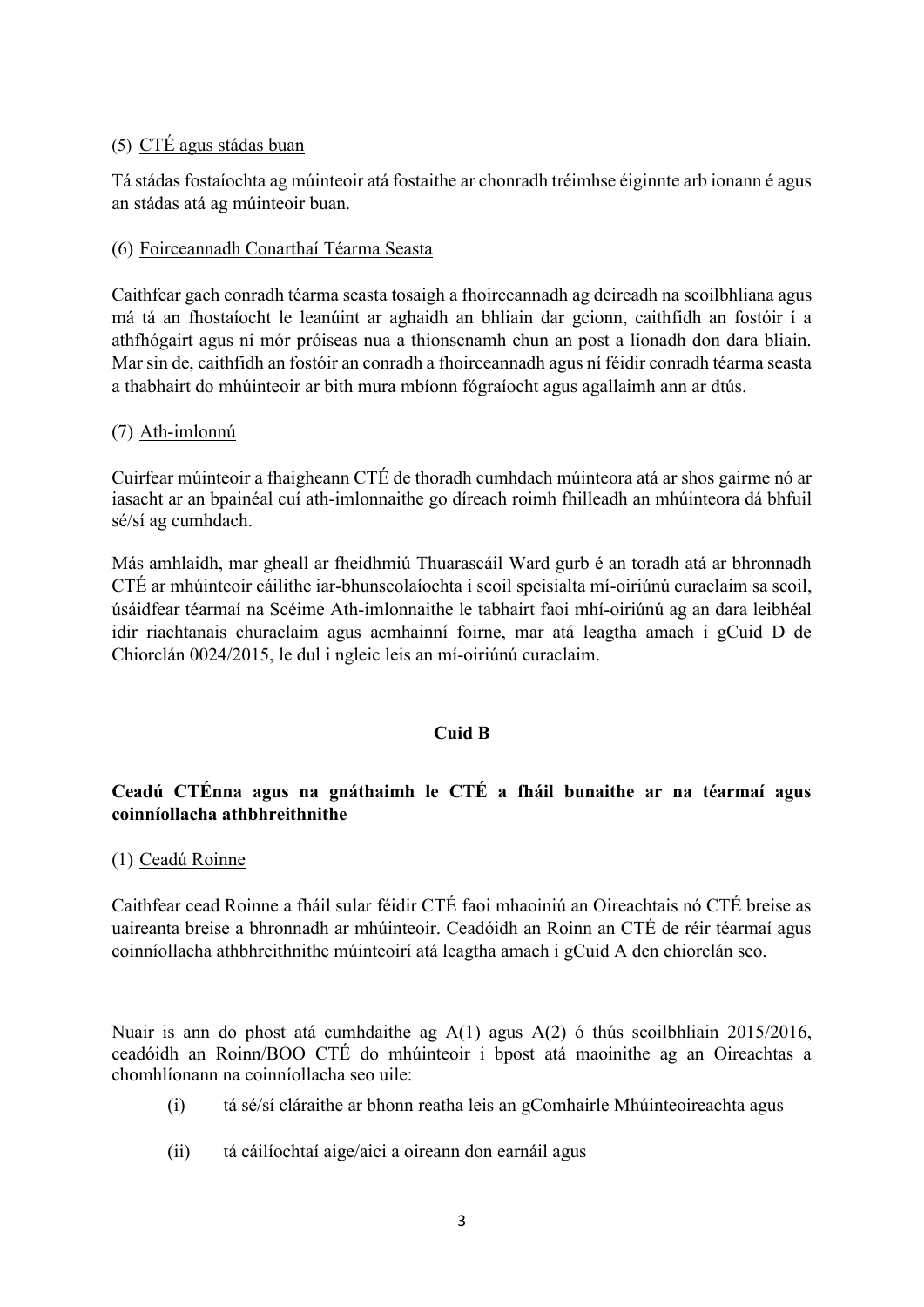(5) CTÉ agus stádas buan

Tá stádas fostaíochta ag múinteoir atá fostaithe ar chonradh tréimhse éiginnte arb ionann é agus an stádas atá ag múinteoir buan.

(6) Foirceannadh Conarthaí Téarma Seasta

Caithfear gach conradh téarma seasta tosaigh a fhoirceannadh ag deireadh na scoilbhliana agus má tá an fhostaíocht le leanúint ar aghaidh an bhliain dar gcionn, caithfidh an fostóir í a athfhógairt agus ní mór próiseas nua a thionscnamh chun an post a líonadh don dara bliain. Mar sin de, caithfidh an fostóir an conradh a fhoirceannadh agus ní féidir conradh téarma seasta a thabhairt do mhúinteoir ar bith mura mbíonn fógraíocht agus agallaimh ann ar dtús.

(7) Ath-imlonnú

Cuirfear múinteoir a fhaigheann CTÉ de thoradh cumhdach múinteora atá ar shos gairme nó ar iasacht ar an bpainéal cuí ath-imlonnaithe go díreach roimh fhilleadh an mhúinteora dá bhfuil sé/sí ag cumhdach.

Más amhlaidh, mar gheall ar fheidhmiú Thuarascáil Ward gurb é an toradh atá ar bhronnadh CTÉ ar mhúinteoir cáilithe iar-bhunscolaíochta i scoil speisialta mí-oiriúnú curaclaim sa scoil, úsáidfear téarmaí na Scéime Ath-imlonnaithe le tabhairt faoi mhí-oiriúnú ag an dara leibhéal idir riachtanais churaclaim agus acmhainní foirne, mar atá leagtha amach i gCuid D de Chiorclán 0024/2015, le dul i ngleic leis an mí-oiriúnú curaclaim.

## Cuid B

### Ceadú CTÉnna agus na gnáthaimh le CTÉ a fháil bunaithe ar na téarmaí agus coinníollacha athbhreithnithe

(1) Ceadú Roinne

Caithfear cead Roinne a fháil sular féidir CTÉ faoi mhaoiniú an Oireachtais nó CTÉ breise as uaireanta breise a bhronnadh ar mhúinteoir. Ceadóidh an Roinn an CTÉ de réir téarmaí agus coinníollacha athbhreithnithe múinteoirí atá leagtha amach i gCuid A den chiorclán seo.

Nuair is ann do phost atá cumhdaithe ag A(1) agus A(2) ó thús scoilbhliain 2015/2016, ceadóidh an Roinn/BOO CTÉ do mhúinteoir i bpost atá maoinithe ag an Oireachtas a chomhlíonann na coinníollacha seo uile:

(i) tá sé/sí cláraithe ar bhonn reatha leis an gComhairle Mhúinteoireachta agus

(ii) tá cáilíochtaí aige/aici a oireann don earnáil agus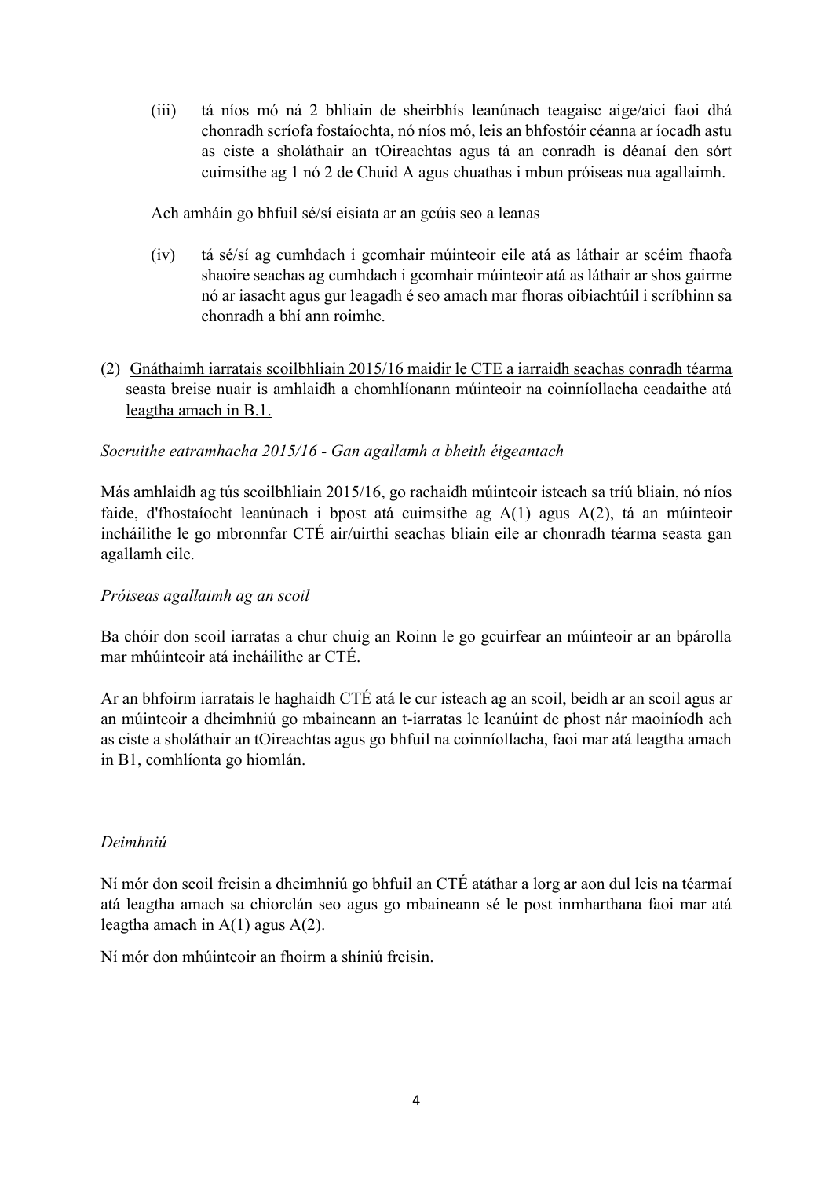(iii) tá níos mó ná 2 bhliain de sheirbhís leanúnach teagaisc aige/aici faoi dhá chonradh scríofa fostaíochta, nó níos mó, leis an bhfostóir céanna ar íocadh astu as ciste a sholáthair an tOireachtas agus tá an conradh is déanaí den sórt cuimsithe ag 1 nó 2 de Chuid A agus chuathas i mbun próiseas nua agallaimh.

Ach amháin go bhfuil sé/sí eisiata ar an gcúis seo a leanas

(iv) tá sé/sí ag cumhdach i gcomhair múinteoir eile atá as láthair ar scéim fhaofa shaoire seachas ag cumhdach i gcomhair múinteoir atá as láthair ar shos gairme nó ar iasacht agus gur leagadh é seo amach mar fhoras oibiachtúil i scríbhinn sa chonradh a bhí ann roimhe.

(2) <u>Gnáthaimh iarratais scoilbhliain 2015/16 maidir le CTE a iarraidh seachas conradh téarma seasta breise nuair is amhlaidh a chomhlíonann múinteoir na coinníollacha ceadaithe atá leagtha amach in B.1.</u>

*Socruithe eatramhacha 2015/16 - Gan agallamh a bheith éigeantach*

Más amhlaidh ag tús scoilbhliain 2015/16, go rachaidh múinteoir isteach sa tríú bliain, nó níos faide, d'fhostaíocht leanúnach i bpost atá cuimsithe ag A(1) agus A(2), tá an múinteoir incháilithe le go mbronnfar CTÉ air/uirthi seachas bliain eile ar chonradh téarma seasta gan agallamh eile.

*Próiseas agallaimh ag an scoil*

Ba chóir don scoil iarratas a chur chuig an Roinn le go gcuirfear an múinteoir ar an bpárolla mar mhúinteoir atá incháilithe ar CTÉ.

Ar an bhfoirm iarratais le haghaidh CTÉ atá le cur isteach ag an scoil, beidh ar an scoil agus ar an múinteoir a dheimhniú go mbaineann an t-iarratas le leanúint de phost nár maoiníodh ach as ciste a sholáthair an tOireachtas agus go bhfuil na coinníollacha, faoi mar atá leagtha amach in B1, comhlíonta go hiomlán.

*Deimhniú*

Ní mór don scoil freisin a dheimhniú go bhfuil an CTÉ atáthar a lorg ar aon dul leis na téarmaí atá leagtha amach sa chiorclán seo agus go mbaineann sé le post inmharthana faoi mar atá leagtha amach in A(1) agus A(2).

Ní mór don mhúinteoir an fhoirm a shíniú freisin.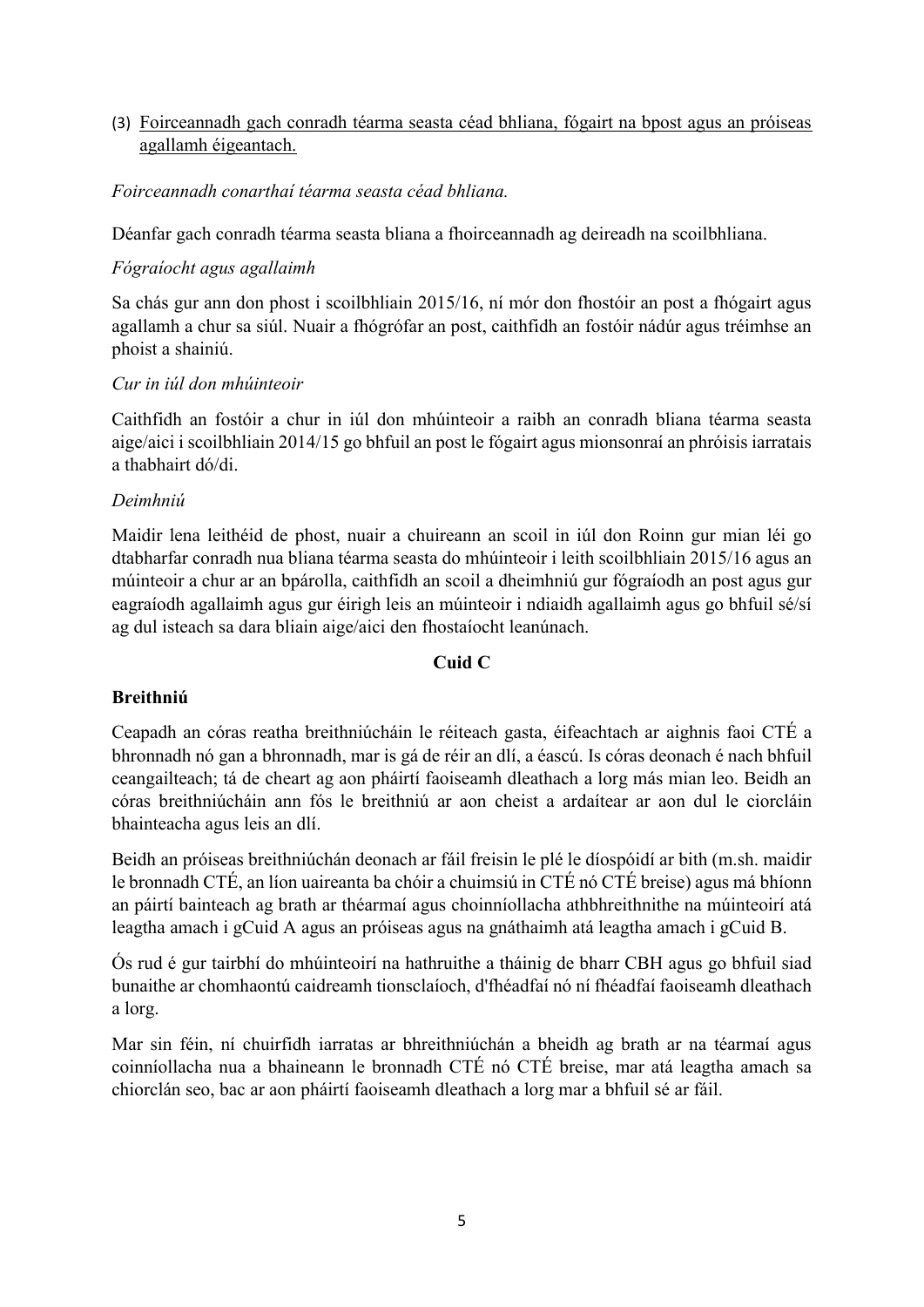(3) <u>Foirceannadh gach conradh téarma seasta céad bhliana, fógairt na bpost agus an próiseas agallamh éigeantach.</u>

*Foirceannadh conarthaí téarma seasta céad bhliana.*

Déanfar gach conradh téarma seasta bliana a fhoirceannadh ag deireadh na scoilbhliana.

*Fógraíocht agus agallaimh*

Sa chás gur ann don phost i scoilbhliain 2015/16, ní mór don fhostóir an post a fhógairt agus agallamh a chur sa siúl. Nuair a fhógrófar an post, caithfidh an fostóir nádúr agus tréimhse an phoist a shainiú.

*Cur in iúl don mhúinteoir*

Caithfidh an fostóir a chur in iúl don mhúinteoir a raibh an conradh bliana téarma seasta aige/aici i scoilbhliain 2014/15 go bhfuil an post le fógairt agus mionsonraí an phróisis iarratais a thabhairt dó/di.

*Deimhniú*

Maidir lena leithéid de phost, nuair a chuireann an scoil in iúl don Roinn gur mian léi go dtabharfar conradh nua bliana téarma seasta do mhúinteoir i leith scoilbhliain 2015/16 agus an múinteoir a chur ar an bpárolla, caithfidh an scoil a dheimhniú gur fógraíodh an post agus gur eagraíodh agallaimh agus gur éirigh leis an múinteoir i ndiaidh agallaimh agus go bhfuil sé/sí ag dul isteach sa dara bliain aige/aici den fhostaíocht leanúnach.

**Cuid C**

**Breithniú**

Ceapadh an córas reatha breithniúcháin le réiteach gasta, éifeachtach ar aighnis faoi CTÉ a bhronnadh nó gan a bhronnadh, mar is gá de réir an dlí, a éascú. Is córas deonach é nach bhfuil ceangailteach; tá de cheart ag aon pháirtí faoiseamh dleathach a lorg más mian leo. Beidh an córas breithniúcháin ann fós le breithniú ar aon cheist a ardaítear ar aon dul le ciorcláin bhainteacha agus leis an dlí.

Beidh an próiseas breithniúchán deonach ar fáil freisin le plé le díospóidí ar bith (m.sh. maidir le bronnadh CTÉ, an líon uaireanta ba chóir a chuimsiú in CTÉ nó CTÉ breise) agus má bhíonn an páirtí bainteach ag brath ar théarmaí agus choinníollacha athbhreithnithe na múinteoirí atá leagtha amach i gCuid A agus an próiseas agus na gnáthaimh atá leagtha amach i gCuid B.

Ós rud é gur tairbhí do mhúinteoirí na hathruithe a tháinig de bharr CBH agus go bhfuil siad bunaithe ar chomhaontú caidreamh tionsclaíoch, d'fhéadfaí nó ní fhéadfaí faoiseamh dleathach a lorg.

Mar sin féin, ní chuirfidh iarratas ar bhreithniúchán a bheidh ag brath ar na téarmaí agus coinníollacha nua a bhaineann le bronnadh CTÉ nó CTÉ breise, mar atá leagtha amach sa chiorclán seo, bac ar aon pháirtí faoiseamh dleathach a lorg mar a bhfuil sé ar fáil.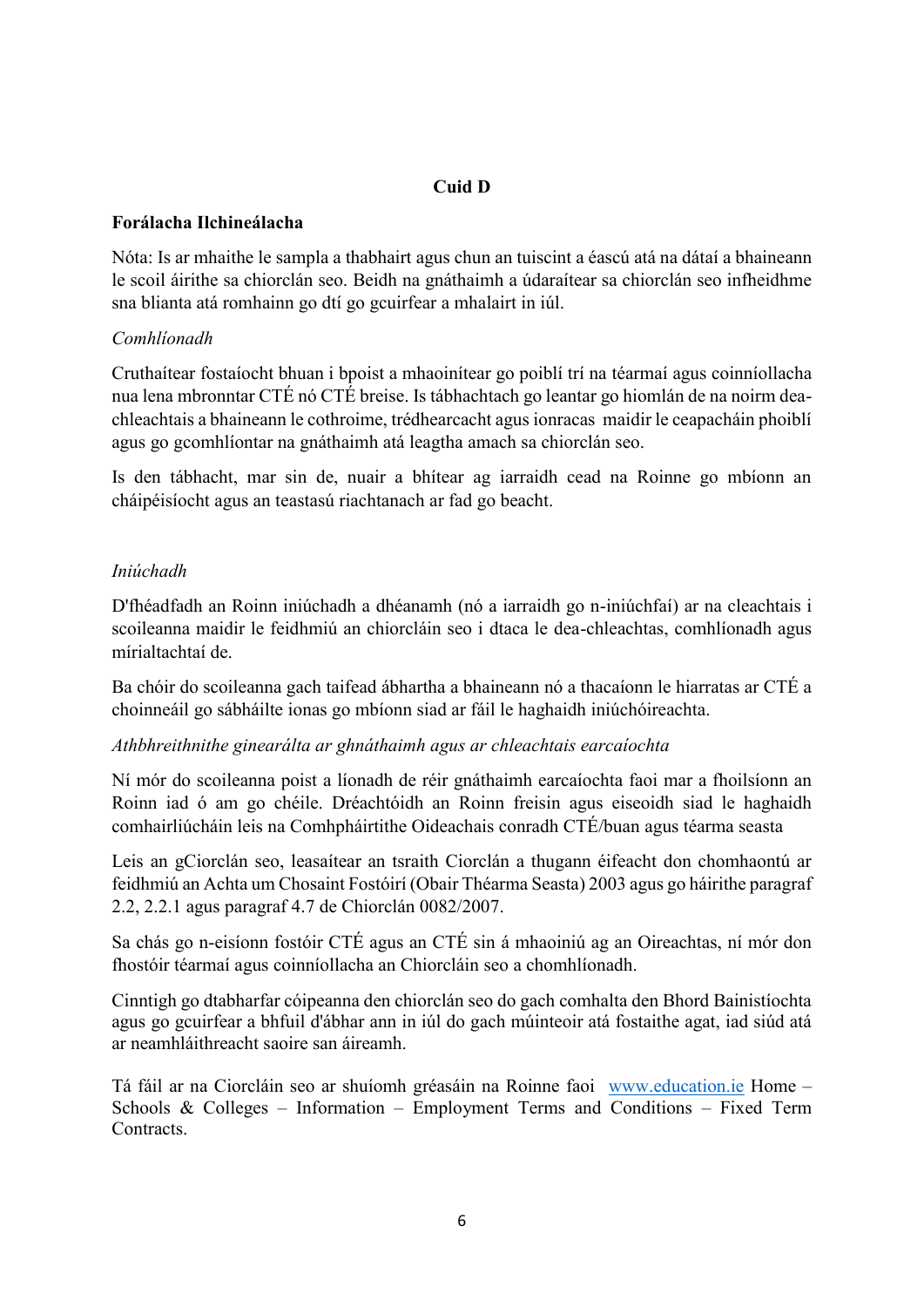## Cuid D

**Forálacha Ilchineálacha**

Nóta: Is ar mhaithe le sampla a thabhairt agus chun an tuiscint a éascú atá na dátaí a bhaineann le scoil áirithe sa chiorclán seo. Beidh na gnáthaimh a údaraítear sa chiorclán seo infheidhme sna blianta atá romhainn go dtí go gcuirfear a mhalairt in iúl.

*Comhlíonadh*

Cruthaítear fostaíocht bhuan i bpoist a mhaoinítear go poiblí trí na téarmaí agus coinníollacha nua lena mbronntar CTÉ nó CTÉ breise. Is tábhachtach go leantar go hiomlán de na noirm dea-chleachtais a bhaineann le cothroime, trédhearcacht agus ionracas maidir le ceapacháin phoiblí agus go gcomhlíontar na gnáthaimh atá leagtha amach sa chiorclán seo.

Is den tábhacht, mar sin de, nuair a bhítear ag iarraidh cead na Roinne go mbíonn an cháipéisíocht agus an teastasú riachtanach ar fad go beacht.

*Iniúchadh*

D'fhéadfadh an Roinn iniúchadh a dhéanamh (nó a iarraidh go n-iniúchfaí) ar na cleachtais i scoileanna maidir le feidhmiú an chiorcláin seo i dtaca le dea-chleachtas, comhlíonadh agus mírialtachtaí de.

Ba chóir do scoileanna gach taifead ábhartha a bhaineann nó a thacaíonn le hiarratas ar CTÉ a choinneáil go sábháilte ionas go mbíonn siad ar fáil le haghaidh iniúchóireachta.

*Athbhreithnithe ginearálta ar ghnáthaimh agus ar chleachtais earcaíochta*

Ní mór do scoileanna poist a líonadh de réir gnáthaimh earcaíochta faoi mar a fhoilsíonn an Roinn iad ó am go chéile. Dréachtóidh an Roinn freisin agus eiseoidh siad le haghaidh comhairliúcháin leis na Comhpháirtithe Oideachais conradh CTÉ/buan agus téarma seasta

Leis an gCiorclán seo, leasaítear an tsraith Ciorclán a thugann éifeacht don chomhaontú ar feidhmiú an Achta um Chosaint Fostóirí (Obair Théarma Seasta) 2003 agus go háirithe paragraf 2.2, 2.2.1 agus paragraf 4.7 de Chiorclán 0082/2007.

Sa chás go n-eisíonn fostóir CTÉ agus an CTÉ sin á mhaoiniú ag an Oireachtas, ní mór don fhostóir téarmaí agus coinníollacha an Chiorcláin seo a chomhlíonadh.

Cinntigh go dtabharfar cóipeanna den chiorclán seo do gach comhalta den Bhord Bainistíochta agus go gcuirfear a bhfuil d'ábhar ann in iúl do gach múinteoir atá fostaithe agat, iad siúd atá ar neamhláithreacht saoire san áireamh.

Tá fáil ar na Ciorcláin seo ar shuíomh gréasáin na Roinne faoi www.education.ie Home – Schools & Colleges – Information – Employment Terms and Conditions – Fixed Term Contracts.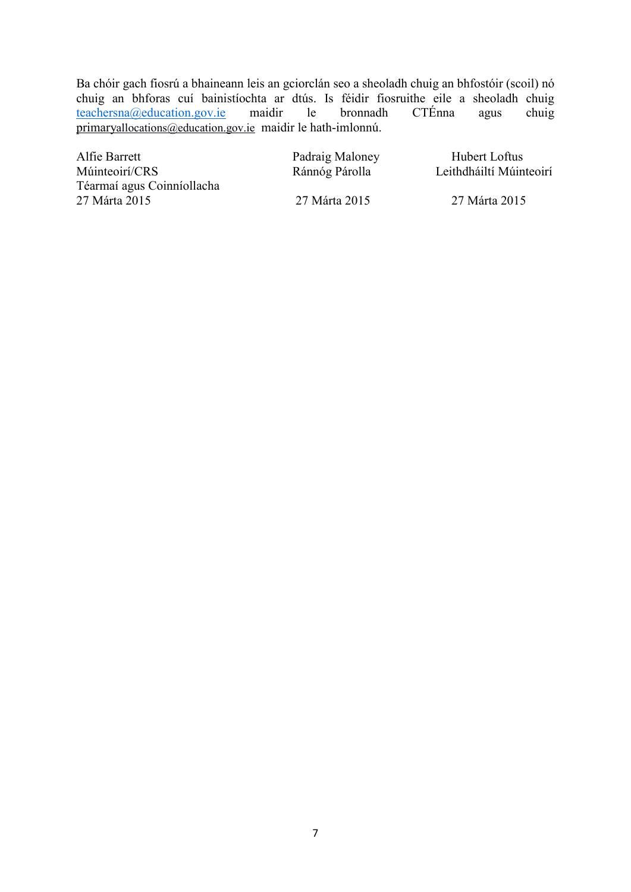Ba chóir gach fiosrú a bhaineann leis an gciorclán seo a sheoladh chuig an bhfostóir (scoil) nó chuig an bhforas cuí bainistíochta ar dtús. Is féidir fiosruithe eile a sheoladh chuig teachersna@education.gov.ie maidir le bronnadh CTÉnna agus chuig primaryallocations@education.gov.ie maidir le hath-imlonnú.

| | | |
|---|---|---|
| Alfie Barrett<br>Múinteoirí/CRS<br>Téarmaí agus Coinníollacha<br>27 Márta 2015 | Padraig Maloney<br>Ránnóg Párolla<br><br>27 Márta 2015 | Hubert Loftus<br>Leithdháiltí Múinteoirí<br><br>27 Márta 2015 |